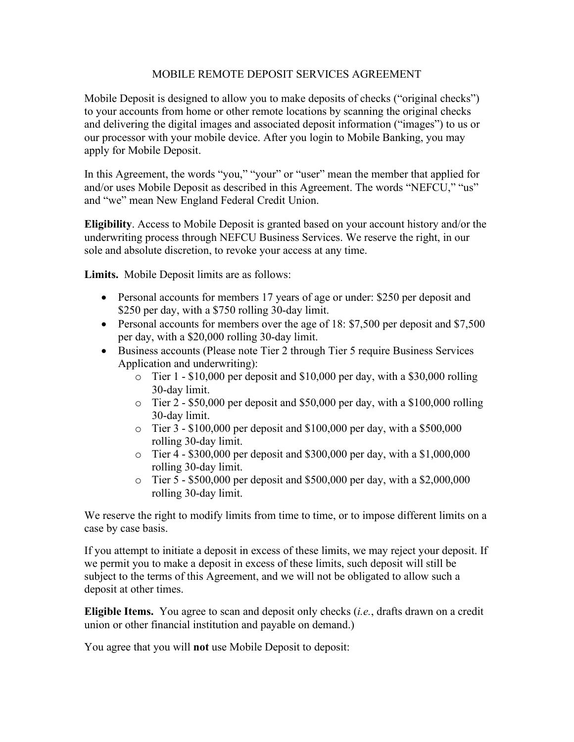# MOBILE REMOTE DEPOSIT SERVICES AGREEMENT

Mobile Deposit is designed to allow you to make deposits of checks ("original checks") to your accounts from home or other remote locations by scanning the original checks and delivering the digital images and associated deposit information ("images") to us or our processor with your mobile device. After you login to Mobile Banking, you may apply for Mobile Deposit.

In this Agreement, the words "you," "your" or "user" mean the member that applied for and/or uses Mobile Deposit as described in this Agreement. The words "NEFCU," "us" and "we" mean New England Federal Credit Union.

**Eligibility**. Access to Mobile Deposit is granted based on your account history and/or the underwriting process through NEFCU Business Services. We reserve the right, in our sole and absolute discretion, to revoke your access at any time.

**Limits.** Mobile Deposit limits are as follows:

- Personal accounts for members 17 years of age or under: $250 per deposit and $250 per day, with a $750 rolling 30-day limit.
- Personal accounts for members over the age of 18: $7,500 per deposit and $7,500 per day, with a $20,000 rolling 30-day limit.
- Business accounts (Please note Tier 2 through Tier 5 require Business Services Application and underwriting):
  - Tier 1 - $10,000 per deposit and $10,000 per day, with a $30,000 rolling 30-day limit.
  - Tier 2 - $50,000 per deposit and $50,000 per day, with a $100,000 rolling 30-day limit.
  - Tier 3 - $100,000 per deposit and $100,000 per day, with a $500,000 rolling 30-day limit.
  - Tier 4 - $300,000 per deposit and $300,000 per day, with a $1,000,000 rolling 30-day limit.
  - Tier 5 - $500,000 per deposit and $500,000 per day, with a $2,000,000 rolling 30-day limit.

We reserve the right to modify limits from time to time, or to impose different limits on a case by case basis.

If you attempt to initiate a deposit in excess of these limits, we may reject your deposit. If we permit you to make a deposit in excess of these limits, such deposit will still be subject to the terms of this Agreement, and we will not be obligated to allow such a deposit at other times.

**Eligible Items.** You agree to scan and deposit only checks (*i.e.*, drafts drawn on a credit union or other financial institution and payable on demand.)

You agree that you will **not** use Mobile Deposit to deposit: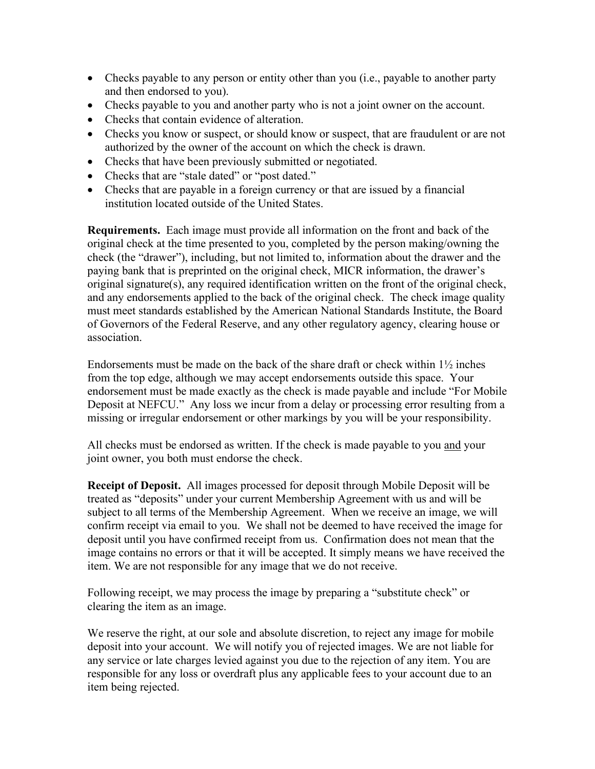- Checks payable to any person or entity other than you (i.e., payable to another party and then endorsed to you).
- Checks payable to you and another party who is not a joint owner on the account.
- Checks that contain evidence of alteration.
- Checks you know or suspect, or should know or suspect, that are fraudulent or are not authorized by the owner of the account on which the check is drawn.
- Checks that have been previously submitted or negotiated.
- Checks that are "stale dated" or "post dated."
- Checks that are payable in a foreign currency or that are issued by a financial institution located outside of the United States.

**Requirements.** Each image must provide all information on the front and back of the original check at the time presented to you, completed by the person making/owning the check (the "drawer"), including, but not limited to, information about the drawer and the paying bank that is preprinted on the original check, MICR information, the drawer's original signature(s), any required identification written on the front of the original check, and any endorsements applied to the back of the original check. The check image quality must meet standards established by the American National Standards Institute, the Board of Governors of the Federal Reserve, and any other regulatory agency, clearing house or association.

Endorsements must be made on the back of the share draft or check within 1½ inches from the top edge, although we may accept endorsements outside this space. Your endorsement must be made exactly as the check is made payable and include "For Mobile Deposit at NEFCU." Any loss we incur from a delay or processing error resulting from a missing or irregular endorsement or other markings by you will be your responsibility.

All checks must be endorsed as written. If the check is made payable to you <u>and</u> your joint owner, you both must endorse the check.

**Receipt of Deposit.** All images processed for deposit through Mobile Deposit will be treated as "deposits" under your current Membership Agreement with us and will be subject to all terms of the Membership Agreement. When we receive an image, we will confirm receipt via email to you. We shall not be deemed to have received the image for deposit until you have confirmed receipt from us. Confirmation does not mean that the image contains no errors or that it will be accepted. It simply means we have received the item. We are not responsible for any image that we do not receive.

Following receipt, we may process the image by preparing a "substitute check" or clearing the item as an image.

We reserve the right, at our sole and absolute discretion, to reject any image for mobile deposit into your account. We will notify you of rejected images. We are not liable for any service or late charges levied against you due to the rejection of any item. You are responsible for any loss or overdraft plus any applicable fees to your account due to an item being rejected.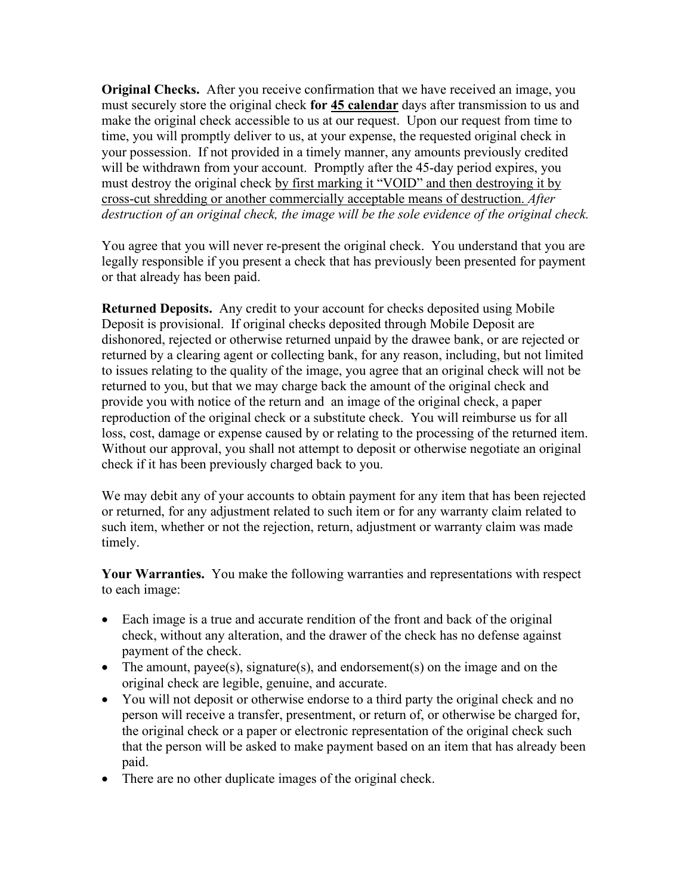**Original Checks.** After you receive confirmation that we have received an image, you must securely store the original check **for <u>45 calendar</u>** days after transmission to us and make the original check accessible to us at our request. Upon our request from time to time, you will promptly deliver to us, at your expense, the requested original check in your possession. If not provided in a timely manner, any amounts previously credited will be withdrawn from your account. Promptly after the 45-day period expires, you must destroy the original check <u>by first marking it "VOID" and then destroying it by cross-cut shredding or another commercially acceptable means of destruction.</u> *After destruction of an original check, the image will be the sole evidence of the original check.*

You agree that you will never re-present the original check. You understand that you are legally responsible if you present a check that has previously been presented for payment or that already has been paid.

**Returned Deposits.** Any credit to your account for checks deposited using Mobile Deposit is provisional. If original checks deposited through Mobile Deposit are dishonored, rejected or otherwise returned unpaid by the drawee bank, or are rejected or returned by a clearing agent or collecting bank, for any reason, including, but not limited to issues relating to the quality of the image, you agree that an original check will not be returned to you, but that we may charge back the amount of the original check and provide you with notice of the return and an image of the original check, a paper reproduction of the original check or a substitute check. You will reimburse us for all loss, cost, damage or expense caused by or relating to the processing of the returned item. Without our approval, you shall not attempt to deposit or otherwise negotiate an original check if it has been previously charged back to you.

We may debit any of your accounts to obtain payment for any item that has been rejected or returned, for any adjustment related to such item or for any warranty claim related to such item, whether or not the rejection, return, adjustment or warranty claim was made timely.

**Your Warranties.** You make the following warranties and representations with respect to each image:

- Each image is a true and accurate rendition of the front and back of the original check, without any alteration, and the drawer of the check has no defense against payment of the check.
- The amount, payee(s), signature(s), and endorsement(s) on the image and on the original check are legible, genuine, and accurate.
- You will not deposit or otherwise endorse to a third party the original check and no person will receive a transfer, presentment, or return of, or otherwise be charged for, the original check or a paper or electronic representation of the original check such that the person will be asked to make payment based on an item that has already been paid.
- There are no other duplicate images of the original check.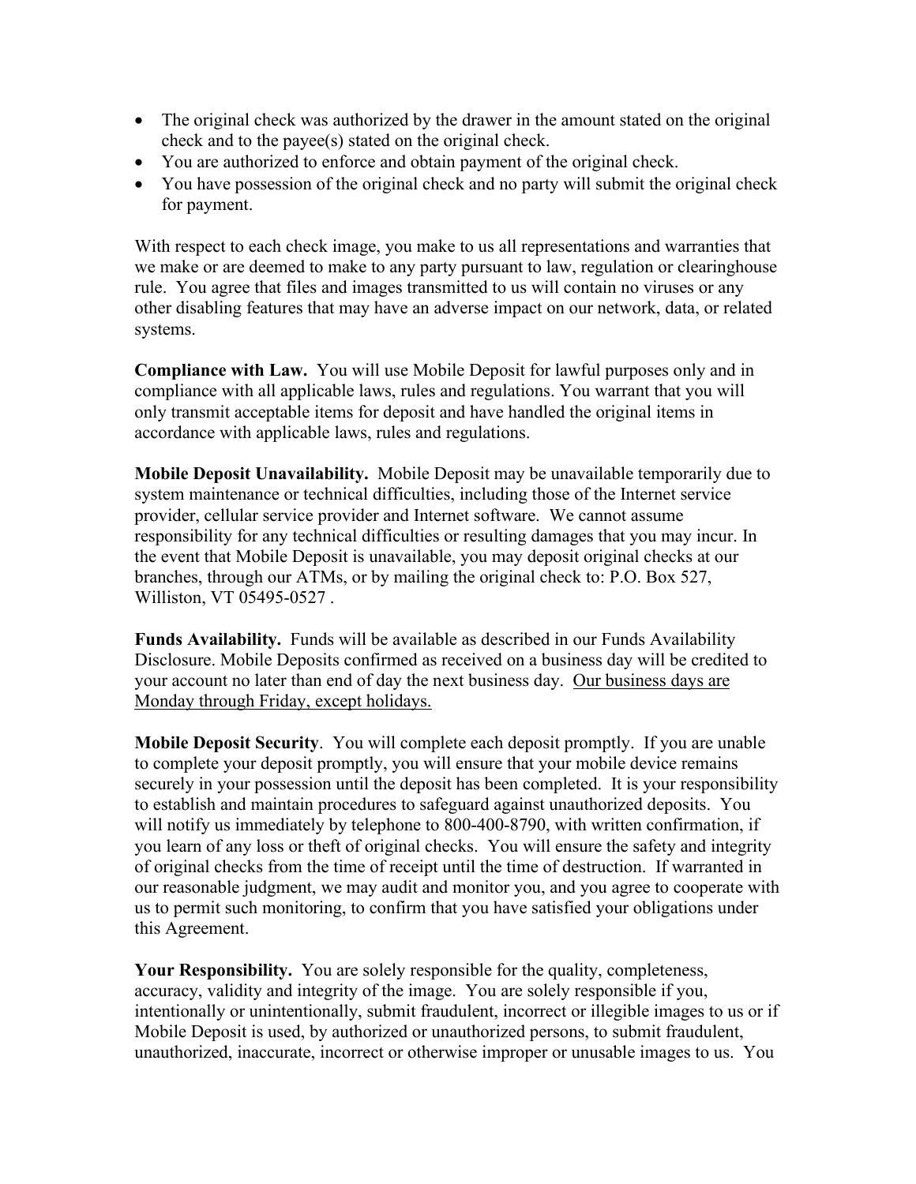- The original check was authorized by the drawer in the amount stated on the original check and to the payee(s) stated on the original check.
- You are authorized to enforce and obtain payment of the original check.
- You have possession of the original check and no party will submit the original check for payment.

With respect to each check image, you make to us all representations and warranties that we make or are deemed to make to any party pursuant to law, regulation or clearinghouse rule. You agree that files and images transmitted to us will contain no viruses or any other disabling features that may have an adverse impact on our network, data, or related systems.

**Compliance with Law.** You will use Mobile Deposit for lawful purposes only and in compliance with all applicable laws, rules and regulations. You warrant that you will only transmit acceptable items for deposit and have handled the original items in accordance with applicable laws, rules and regulations.

**Mobile Deposit Unavailability.** Mobile Deposit may be unavailable temporarily due to system maintenance or technical difficulties, including those of the Internet service provider, cellular service provider and Internet software. We cannot assume responsibility for any technical difficulties or resulting damages that you may incur. In the event that Mobile Deposit is unavailable, you may deposit original checks at our branches, through our ATMs, or by mailing the original check to: P.O. Box 527, Williston, VT 05495-0527 .

**Funds Availability.** Funds will be available as described in our Funds Availability Disclosure. Mobile Deposits confirmed as received on a business day will be credited to your account no later than end of day the next business day. <u>Our business days are Monday through Friday, except holidays.</u>

**Mobile Deposit Security**. You will complete each deposit promptly. If you are unable to complete your deposit promptly, you will ensure that your mobile device remains securely in your possession until the deposit has been completed. It is your responsibility to establish and maintain procedures to safeguard against unauthorized deposits. You will notify us immediately by telephone to 800-400-8790, with written confirmation, if you learn of any loss or theft of original checks. You will ensure the safety and integrity of original checks from the time of receipt until the time of destruction. If warranted in our reasonable judgment, we may audit and monitor you, and you agree to cooperate with us to permit such monitoring, to confirm that you have satisfied your obligations under this Agreement.

**Your Responsibility.** You are solely responsible for the quality, completeness, accuracy, validity and integrity of the image. You are solely responsible if you, intentionally or unintentionally, submit fraudulent, incorrect or illegible images to us or if Mobile Deposit is used, by authorized or unauthorized persons, to submit fraudulent, unauthorized, inaccurate, incorrect or otherwise improper or unusable images to us. You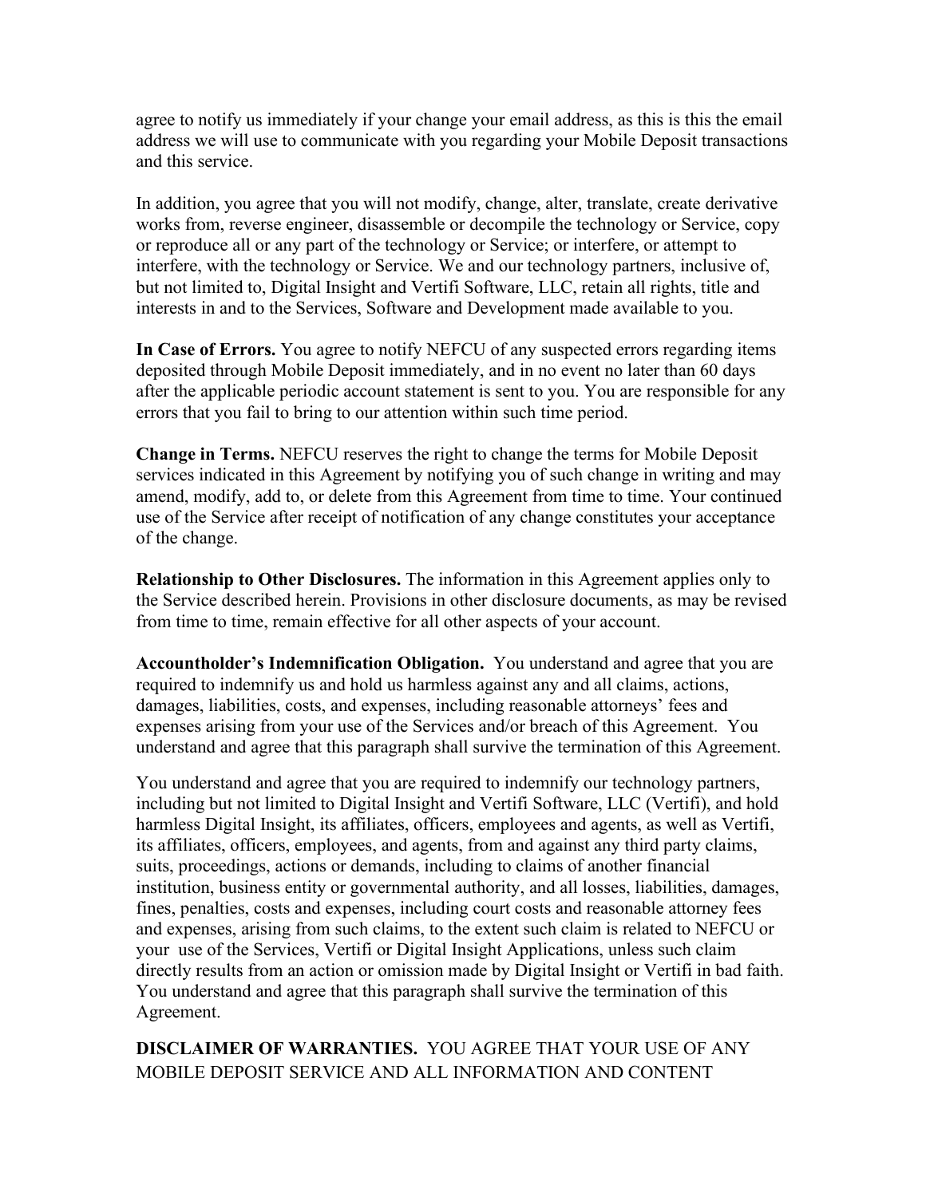agree to notify us immediately if your change your email address, as this is this the email address we will use to communicate with you regarding your Mobile Deposit transactions and this service.

In addition, you agree that you will not modify, change, alter, translate, create derivative works from, reverse engineer, disassemble or decompile the technology or Service, copy or reproduce all or any part of the technology or Service; or interfere, or attempt to interfere, with the technology or Service. We and our technology partners, inclusive of, but not limited to, Digital Insight and Vertifi Software, LLC, retain all rights, title and interests in and to the Services, Software and Development made available to you.

**In Case of Errors.** You agree to notify NEFCU of any suspected errors regarding items deposited through Mobile Deposit immediately, and in no event no later than 60 days after the applicable periodic account statement is sent to you. You are responsible for any errors that you fail to bring to our attention within such time period.

**Change in Terms.** NEFCU reserves the right to change the terms for Mobile Deposit services indicated in this Agreement by notifying you of such change in writing and may amend, modify, add to, or delete from this Agreement from time to time. Your continued use of the Service after receipt of notification of any change constitutes your acceptance of the change.

**Relationship to Other Disclosures.** The information in this Agreement applies only to the Service described herein. Provisions in other disclosure documents, as may be revised from time to time, remain effective for all other aspects of your account.

**Accountholder's Indemnification Obligation.** You understand and agree that you are required to indemnify us and hold us harmless against any and all claims, actions, damages, liabilities, costs, and expenses, including reasonable attorneys' fees and expenses arising from your use of the Services and/or breach of this Agreement. You understand and agree that this paragraph shall survive the termination of this Agreement.

You understand and agree that you are required to indemnify our technology partners, including but not limited to Digital Insight and Vertifi Software, LLC (Vertifi), and hold harmless Digital Insight, its affiliates, officers, employees and agents, as well as Vertifi, its affiliates, officers, employees, and agents, from and against any third party claims, suits, proceedings, actions or demands, including to claims of another financial institution, business entity or governmental authority, and all losses, liabilities, damages, fines, penalties, costs and expenses, including court costs and reasonable attorney fees and expenses, arising from such claims, to the extent such claim is related to NEFCU or your use of the Services, Vertifi or Digital Insight Applications, unless such claim directly results from an action or omission made by Digital Insight or Vertifi in bad faith. You understand and agree that this paragraph shall survive the termination of this Agreement.

**DISCLAIMER OF WARRANTIES.** YOU AGREE THAT YOUR USE OF ANY MOBILE DEPOSIT SERVICE AND ALL INFORMATION AND CONTENT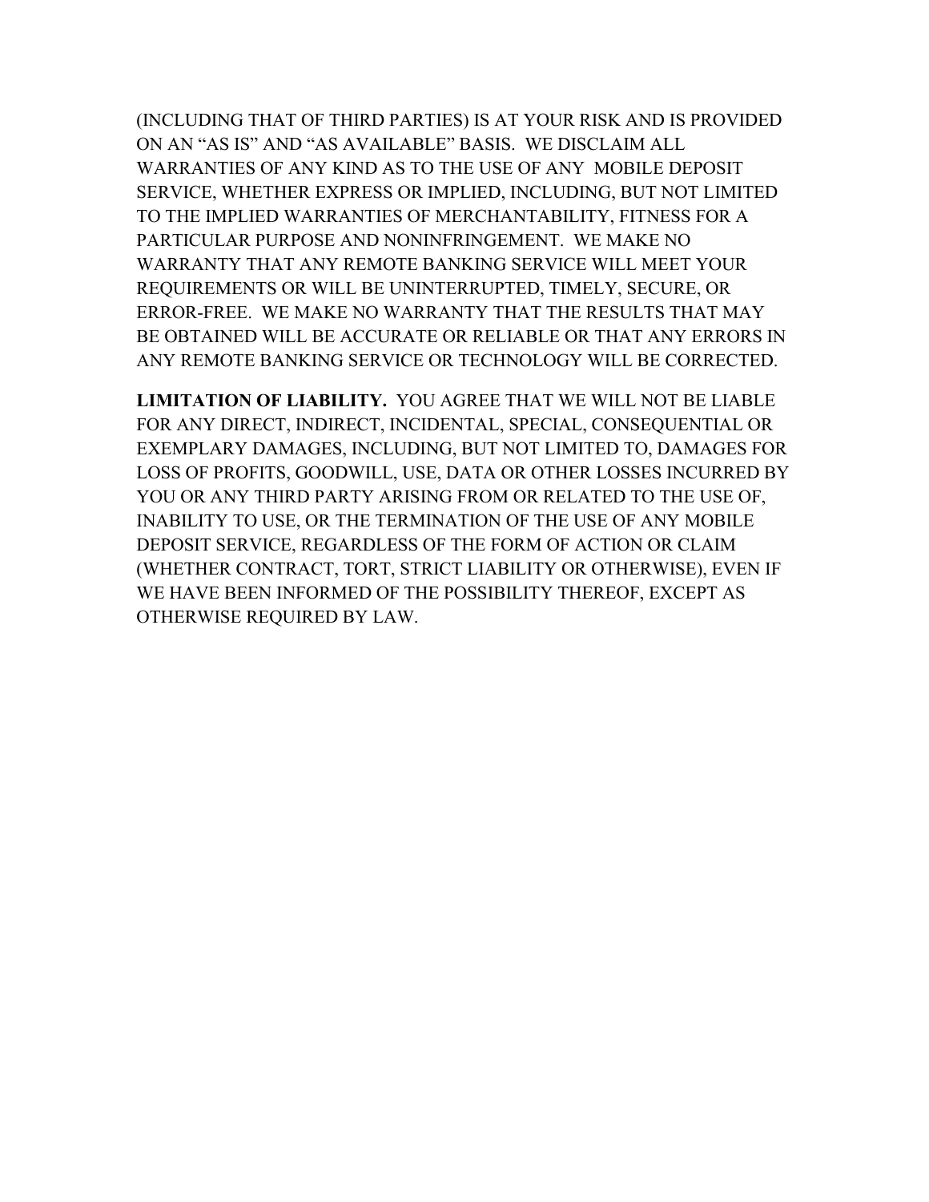(INCLUDING THAT OF THIRD PARTIES) IS AT YOUR RISK AND IS PROVIDED ON AN “AS IS” AND “AS AVAILABLE” BASIS. WE DISCLAIM ALL WARRANTIES OF ANY KIND AS TO THE USE OF ANY MOBILE DEPOSIT SERVICE, WHETHER EXPRESS OR IMPLIED, INCLUDING, BUT NOT LIMITED TO THE IMPLIED WARRANTIES OF MERCHANTABILITY, FITNESS FOR A PARTICULAR PURPOSE AND NONINFRINGEMENT. WE MAKE NO WARRANTY THAT ANY REMOTE BANKING SERVICE WILL MEET YOUR REQUIREMENTS OR WILL BE UNINTERRUPTED, TIMELY, SECURE, OR ERROR-FREE. WE MAKE NO WARRANTY THAT THE RESULTS THAT MAY BE OBTAINED WILL BE ACCURATE OR RELIABLE OR THAT ANY ERRORS IN ANY REMOTE BANKING SERVICE OR TECHNOLOGY WILL BE CORRECTED.

**LIMITATION OF LIABILITY.** YOU AGREE THAT WE WILL NOT BE LIABLE FOR ANY DIRECT, INDIRECT, INCIDENTAL, SPECIAL, CONSEQUENTIAL OR EXEMPLARY DAMAGES, INCLUDING, BUT NOT LIMITED TO, DAMAGES FOR LOSS OF PROFITS, GOODWILL, USE, DATA OR OTHER LOSSES INCURRED BY YOU OR ANY THIRD PARTY ARISING FROM OR RELATED TO THE USE OF, INABILITY TO USE, OR THE TERMINATION OF THE USE OF ANY MOBILE DEPOSIT SERVICE, REGARDLESS OF THE FORM OF ACTION OR CLAIM (WHETHER CONTRACT, TORT, STRICT LIABILITY OR OTHERWISE), EVEN IF WE HAVE BEEN INFORMED OF THE POSSIBILITY THEREOF, EXCEPT AS OTHERWISE REQUIRED BY LAW.